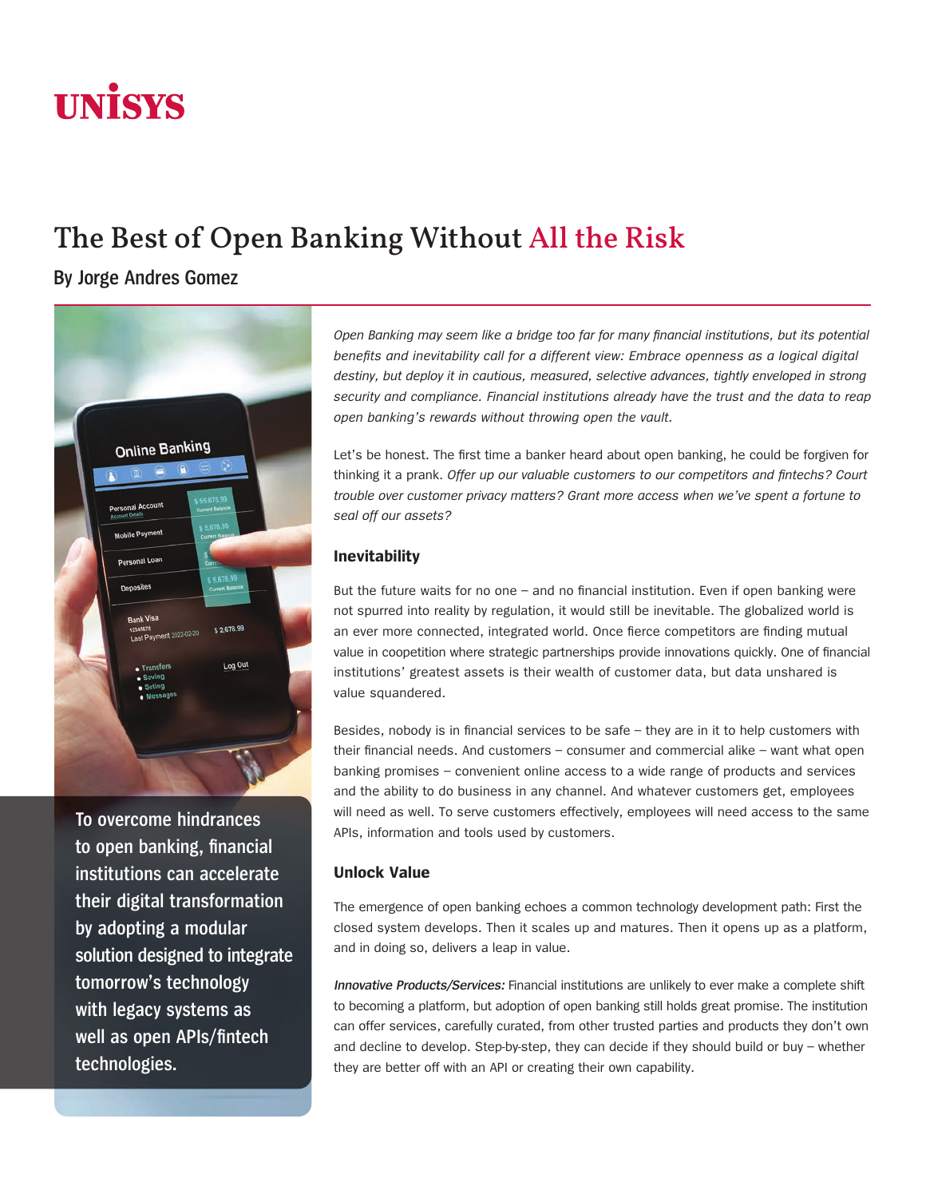# The Best of Open Banking Without All the Risk

## By Jorge Andres Gomez

To overcome hindrances to open banking, financial institutions can accelerate their digital transformation by adopting a modular solution designed to integrate tomorrow's technology with legacy systems as well as open APIs/fintech technologies.

*Open Banking may seem like a bridge too far for many financial institutions, but its potential benefits and inevitability call for a different view: Embrace openness as a logical digital destiny, but deploy it in cautious, measured, selective advances, tightly enveloped in strong security and compliance. Financial institutions already have the trust and the data to reap open banking's rewards without throwing open the vault.*

Let's be honest. The first time a banker heard about open banking, he could be forgiven for thinking it a prank. *Offer up our valuable customers to our competitors and fintechs? Court trouble over customer privacy matters? Grant more access when we've spent a fortune to seal off our assets?*

### Inevitability

But the future waits for no one – and no financial institution. Even if open banking were not spurred into reality by regulation, it would still be inevitable. The globalized world is an ever more connected, integrated world. Once fierce competitors are finding mutual value in coopetition where strategic partnerships provide innovations quickly. One of financial institutions' greatest assets is their wealth of customer data, but data unshared is value squandered.

Besides, nobody is in financial services to be safe – they are in it to help customers with their financial needs. And customers – consumer and commercial alike – want what open banking promises – convenient online access to a wide range of products and services and the ability to do business in any channel. And whatever customers get, employees will need as well. To serve customers effectively, employees will need access to the same APIs, information and tools used by customers.

### Unlock Value

The emergence of open banking echoes a common technology development path: First the closed system develops. Then it scales up and matures. Then it opens up as a platform, and in doing so, delivers a leap in value.

***Innovative Products/Services:*** Financial institutions are unlikely to ever make a complete shift to becoming a platform, but adoption of open banking still holds great promise. The institution can offer services, carefully curated, from other trusted parties and products they don't own and decline to develop. Step-by-step, they can decide if they should build or buy – whether they are better off with an API or creating their own capability.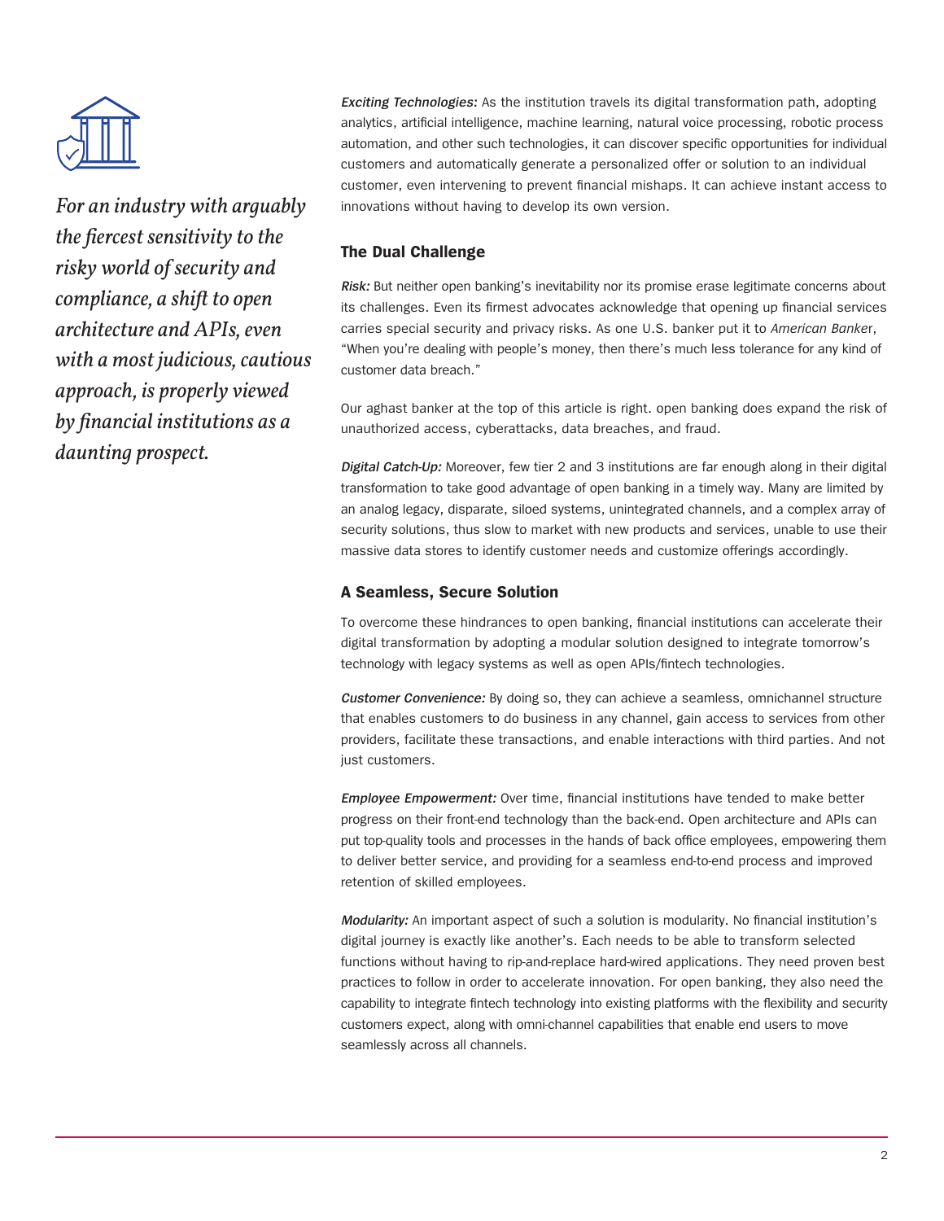*For an industry with arguably the fiercest sensitivity to the risky world of security and compliance, a shift to open architecture and APIs, even with a most judicious, cautious approach, is properly viewed by financial institutions as a daunting prospect.*

***Exciting Technologies:*** As the institution travels its digital transformation path, adopting analytics, artificial intelligence, machine learning, natural voice processing, robotic process automation, and other such technologies, it can discover specific opportunities for individual customers and automatically generate a personalized offer or solution to an individual customer, even intervening to prevent financial mishaps. It can achieve instant access to innovations without having to develop its own version.

## The Dual Challenge

***Risk:*** But neither open banking's inevitability nor its promise erase legitimate concerns about its challenges. Even its firmest advocates acknowledge that opening up financial services carries special security and privacy risks. As one U.S. banker put it to *American Banker*, "When you're dealing with people's money, then there's much less tolerance for any kind of customer data breach."

Our aghast banker at the top of this article is right. open banking does expand the risk of unauthorized access, cyberattacks, data breaches, and fraud.

***Digital Catch-Up:*** Moreover, few tier 2 and 3 institutions are far enough along in their digital transformation to take good advantage of open banking in a timely way. Many are limited by an analog legacy, disparate, siloed systems, unintegrated channels, and a complex array of security solutions, thus slow to market with new products and services, unable to use their massive data stores to identify customer needs and customize offerings accordingly.

## A Seamless, Secure Solution

To overcome these hindrances to open banking, financial institutions can accelerate their digital transformation by adopting a modular solution designed to integrate tomorrow's technology with legacy systems as well as open APIs/fintech technologies.

***Customer Convenience:*** By doing so, they can achieve a seamless, omnichannel structure that enables customers to do business in any channel, gain access to services from other providers, facilitate these transactions, and enable interactions with third parties. And not just customers.

***Employee Empowerment:*** Over time, financial institutions have tended to make better progress on their front-end technology than the back-end. Open architecture and APIs can put top-quality tools and processes in the hands of back office employees, empowering them to deliver better service, and providing for a seamless end-to-end process and improved retention of skilled employees.

***Modularity:*** An important aspect of such a solution is modularity. No financial institution's digital journey is exactly like another's. Each needs to be able to transform selected functions without having to rip-and-replace hard-wired applications. They need proven best practices to follow in order to accelerate innovation. For open banking, they also need the capability to integrate fintech technology into existing platforms with the flexibility and security customers expect, along with omni-channel capabilities that enable end users to move seamlessly across all channels.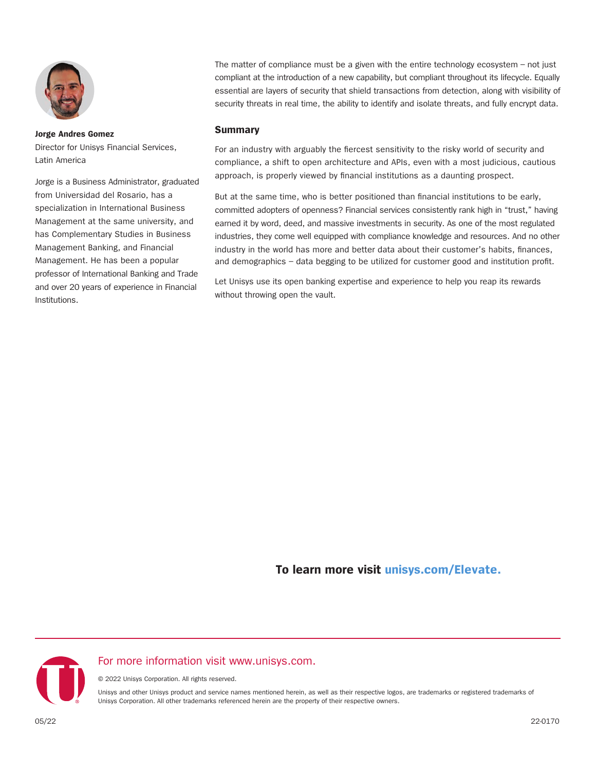**Jorge Andres Gomez**
Director for Unisys Financial Services, Latin America

Jorge is a Business Administrator, graduated from Universidad del Rosario, has a specialization in International Business Management at the same university, and has Complementary Studies in Business Management Banking, and Financial Management. He has been a popular professor of International Banking and Trade and over 20 years of experience in Financial Institutions.

The matter of compliance must be a given with the entire technology ecosystem – not just compliant at the introduction of a new capability, but compliant throughout its lifecycle. Equally essential are layers of security that shield transactions from detection, along with visibility of security threats in real time, the ability to identify and isolate threats, and fully encrypt data.

## Summary

For an industry with arguably the fiercest sensitivity to the risky world of security and compliance, a shift to open architecture and APIs, even with a most judicious, cautious approach, is properly viewed by financial institutions as a daunting prospect.

But at the same time, who is better positioned than financial institutions to be early, committed adopters of openness? Financial services consistently rank high in "trust," having earned it by word, deed, and massive investments in security. As one of the most regulated industries, they come well equipped with compliance knowledge and resources. And no other industry in the world has more and better data about their customer's habits, finances, and demographics – data begging to be utilized for customer good and institution profit.

Let Unisys use its open banking expertise and experience to help you reap its rewards without throwing open the vault.

**To learn more visit unisys.com/Elevate.**

For more information visit www.unisys.com.

© 2022 Unisys Corporation. All rights reserved.

Unisys and other Unisys product and service names mentioned herein, as well as their respective logos, are trademarks or registered trademarks of Unisys Corporation. All other trademarks referenced herein are the property of their respective owners.

05/22 22-0170